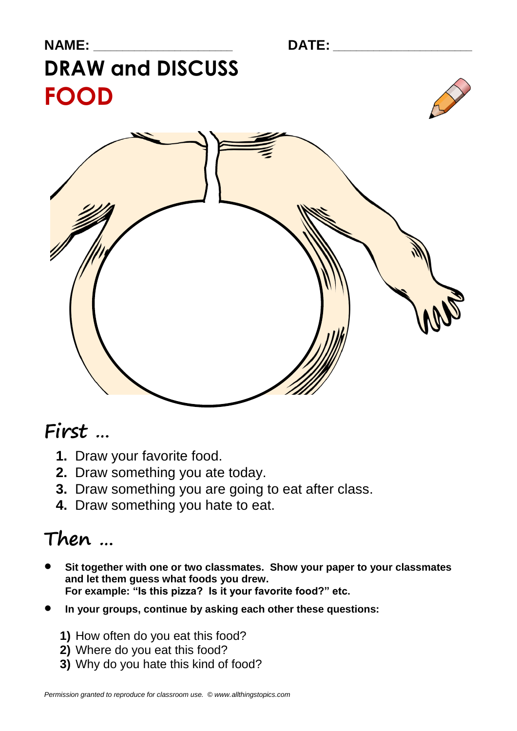**NAME:** ____________________ **DATE:** ____________________

# DRAW and DISCUSS

# FOOD

## First ...

1. Draw your favorite food.
2. Draw something you ate today.
3. Draw something you are going to eat after class.
4. Draw something you hate to eat.

## Then ...

- **Sit together with one or two classmates. Show your paper to your classmates and let them guess what foods you drew.**
  **For example: "Is this pizza? Is it your favorite food?" etc.**
- **In your groups, continue by asking each other these questions:**

  **1)** How often do you eat this food?
  **2)** Where do you eat this food?
  **3)** Why do you hate this kind of food?

*Permission granted to reproduce for classroom use. © www.allthingstopics.com*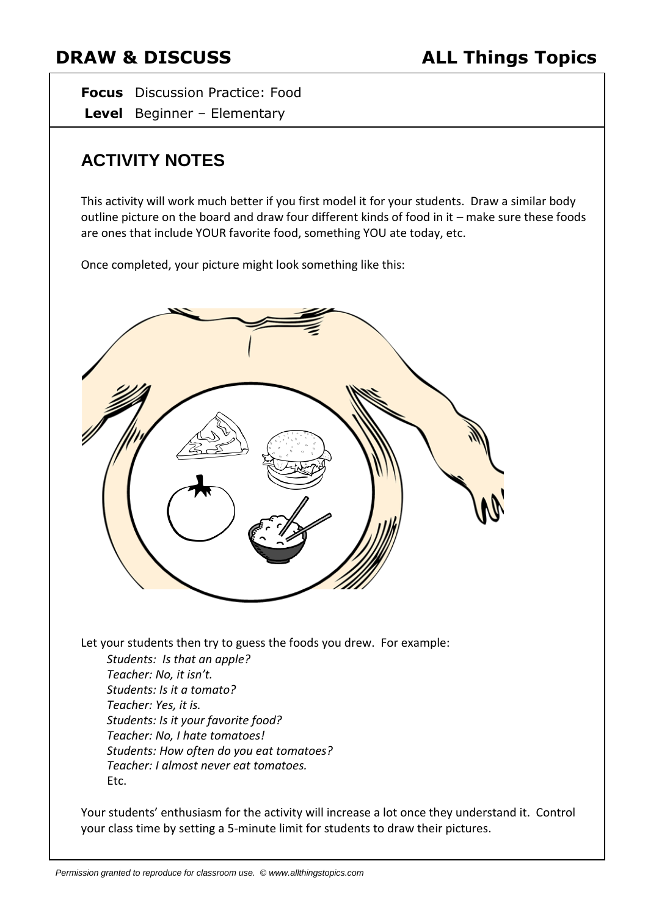# DRAW & DISCUSS

**ALL Things Topics**

**Focus** Discussion Practice: Food
**Level** Beginner – Elementary

## ACTIVITY NOTES

This activity will work much better if you first model it for your students. Draw a similar body outline picture on the board and draw four different kinds of food in it – make sure these foods are ones that include YOUR favorite food, something YOU ate today, etc.

Once completed, your picture might look something like this:

Let your students then try to guess the foods you drew. For example:

*Students: Is that an apple?*
*Teacher: No, it isn't.*
*Students: Is it a tomato?*
*Teacher: Yes, it is.*
*Students: Is it your favorite food?*
*Teacher: No, I hate tomatoes!*
*Students: How often do you eat tomatoes?*
*Teacher: I almost never eat tomatoes.*
Etc.

Your students' enthusiasm for the activity will increase a lot once they understand it. Control your class time by setting a 5-minute limit for students to draw their pictures.

*Permission granted to reproduce for classroom use. © www.allthingstopics.com*